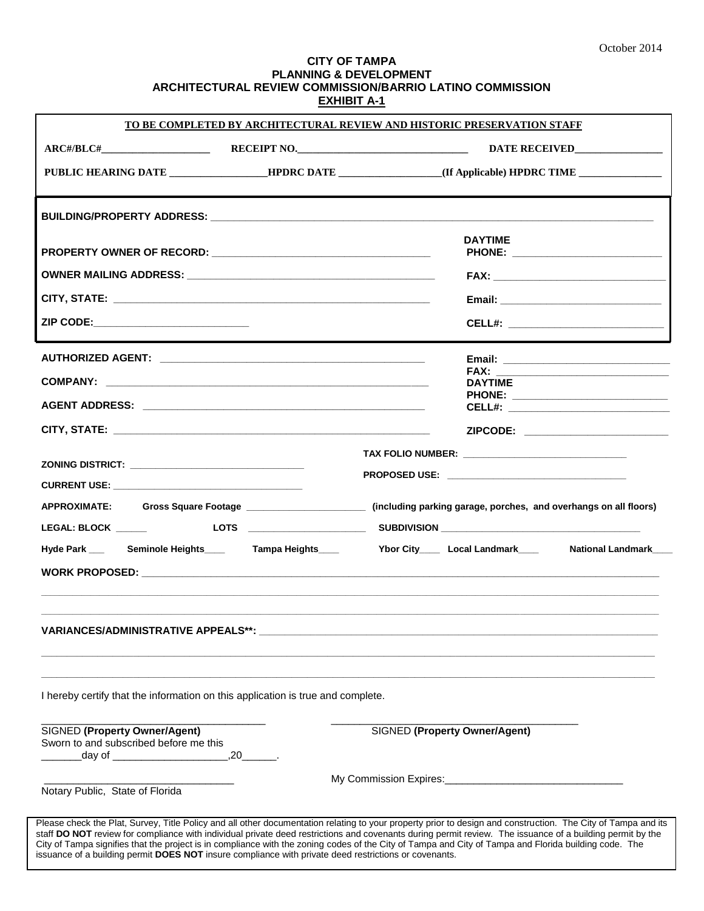October 2014

**CITY OF TAMPA**
**PLANNING & DEVELOPMENT**
**ARCHITECTURAL REVIEW COMMISSION/BARRIO LATINO COMMISSION**
**EXHIBIT A-1**

**TO BE COMPLETED BY ARCHITECTURAL REVIEW AND HISTORIC PRESERVATION STAFF**

**ARC#/BLC#**____________________ **RECEIPT NO.**________________________________ **DATE RECEIVED**________________

**PUBLIC HEARING DATE** __________________ **HPDRC DATE** ___________________ **(If Applicable) HPDRC TIME** ________________

**BUILDING/PROPERTY ADDRESS:** ________________________________________________________________________________

**PROPERTY OWNER OF RECORD:** ______________________________________ **DAYTIME PHONE:** __________________________

**OWNER MAILING ADDRESS:** ____________________________________________ **FAX:** ______________________________

**CITY, STATE:** ________________________________________________________ **Email:** ____________________________

**ZIP CODE:**___________________________ **CELL#:** ___________________________

**AUTHORIZED AGENT:** _______________________________________________ **Email:** _____________________________

**COMPANY:** __________________________________________________________ **FAX:** ______________________________

**AGENT ADDRESS:** ____________________________________________________ **DAYTIME PHONE:** __________________________

**CELL#:** ____________________________

**CITY, STATE:** _______________________________________________________ **ZIPCODE:** _________________________

**ZONING DISTRICT:** ________________________________ **TAX FOLIO NUMBER:** ______________________________

**CURRENT USE:** ____________________________________ **PROPOSED USE:** __________________________________

**APPROXIMATE:** **Gross Square Footage** ______________________ **(including parking garage, porches, and overhangs on all floors)**

**LEGAL: BLOCK** ______ **LOTS** ______________________ **SUBDIVISION** ______________________________________

**Hyde Park** ___ **Seminole Heights**____ **Tampa Heights**____ **Ybor City**____ **Local Landmark**____ **National Landmark**____

**WORK PROPOSED:** ____________________________________________________________________________________________

______________________________________________________________________________________________________________

______________________________________________________________________________________________________________

**VARIANCES/ADMINISTRATIVE APPEALS\*\*:** _________________________________________________________________________

______________________________________________________________________________________________________________

______________________________________________________________________________________________________________

I hereby certify that the information on this application is true and complete.

______________________________________ ______________________________________

SIGNED **(Property Owner/Agent)** SIGNED **(Property Owner/Agent)**

Sworn to and subscribed before me this _______day of ____________________,20______.

_________________________________ My Commission Expires:_______________________________

Notary Public, State of Florida

Please check the Plat, Survey, Title Policy and all other documentation relating to your property prior to design and construction. The City of Tampa and its staff **DO NOT** review for compliance with individual private deed restrictions and covenants during permit review. The issuance of a building permit by the City of Tampa signifies that the project is in compliance with the zoning codes of the City of Tampa and City of Tampa and Florida building code. The issuance of a building permit **DOES NOT** insure compliance with private deed restrictions or covenants.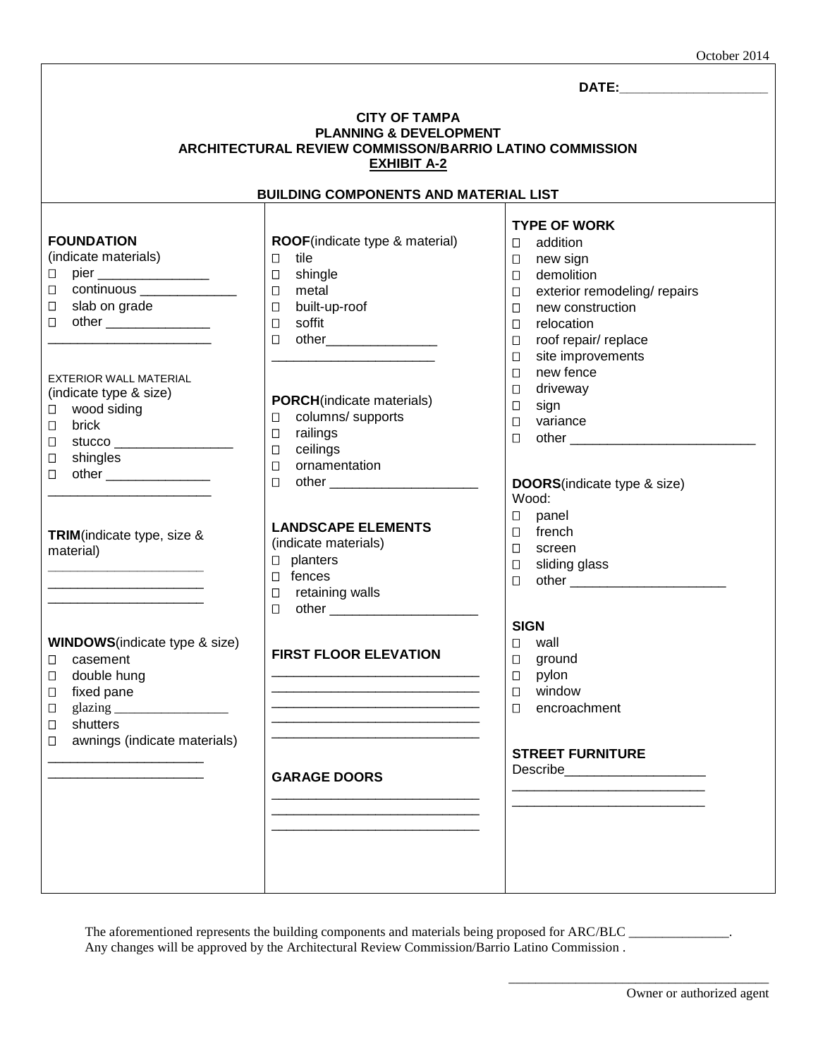October 2014

**DATE:**____________________

**CITY OF TAMPA**
**PLANNING & DEVELOPMENT**
**ARCHITECTURAL REVIEW COMMISSON/BARRIO LATINO COMMISSION**
**EXHIBIT A-2**

**BUILDING COMPONENTS AND MATERIAL LIST**

**FOUNDATION**
(indicate materials)
- ☐ pier _______________
- ☐ continuous _____________
- ☐ slab on grade
- ☐ other ______________

______________________

EXTERIOR WALL MATERIAL
(indicate type & size)
- ☐ wood siding
- ☐ brick
- ☐ stucco ________________
- ☐ shingles
- ☐ other ______________

______________________

**TRIM**(indicate type, size & material)

_____________________
_____________________
_____________________

**WINDOWS**(indicate type & size)
- ☐ casement
- ☐ double hung
- ☐ fixed pane
- ☐ glazing _________________
- ☐ shutters
- ☐ awnings (indicate materials)

_____________________
_____________________

**ROOF**(indicate type & material)
- ☐ tile
- ☐ shingle
- ☐ metal
- ☐ built-up-roof
- ☐ soffit
- ☐ other_______________

______________________

**PORCH**(indicate materials)
- ☐ columns/ supports
- ☐ railings
- ☐ ceilings
- ☐ ornamentation
- ☐ other ____________________

**LANDSCAPE ELEMENTS**
(indicate materials)
- ☐ planters
- ☐ fences
- ☐ retaining walls
- ☐ other ____________________

**FIRST FLOOR ELEVATION**

____________________________
____________________________
____________________________
____________________________
____________________________

**GARAGE DOORS**

____________________________
____________________________
____________________________

**TYPE OF WORK**
- ☐ addition
- ☐ new sign
- ☐ demolition
- ☐ exterior remodeling/ repairs
- ☐ new construction
- ☐ relocation
- ☐ roof repair/ replace
- ☐ site improvements
- ☐ new fence
- ☐ driveway
- ☐ sign
- ☐ variance
- ☐ other _________________________

**DOORS**(indicate type & size)
Wood:
- ☐ panel
- ☐ french
- ☐ screen
- ☐ sliding glass
- ☐ other _____________________

**SIGN**
- ☐ wall
- ☐ ground
- ☐ pylon
- ☐ window
- ☐ encroachment

**STREET FURNITURE**
Describe___________________

__________________________
__________________________

The aforementioned represents the building components and materials being proposed for ARC/BLC _______________.
Any changes will be approved by the Architectural Review Commission/Barrio Latino Commission .

______________________________________
Owner or authorized agent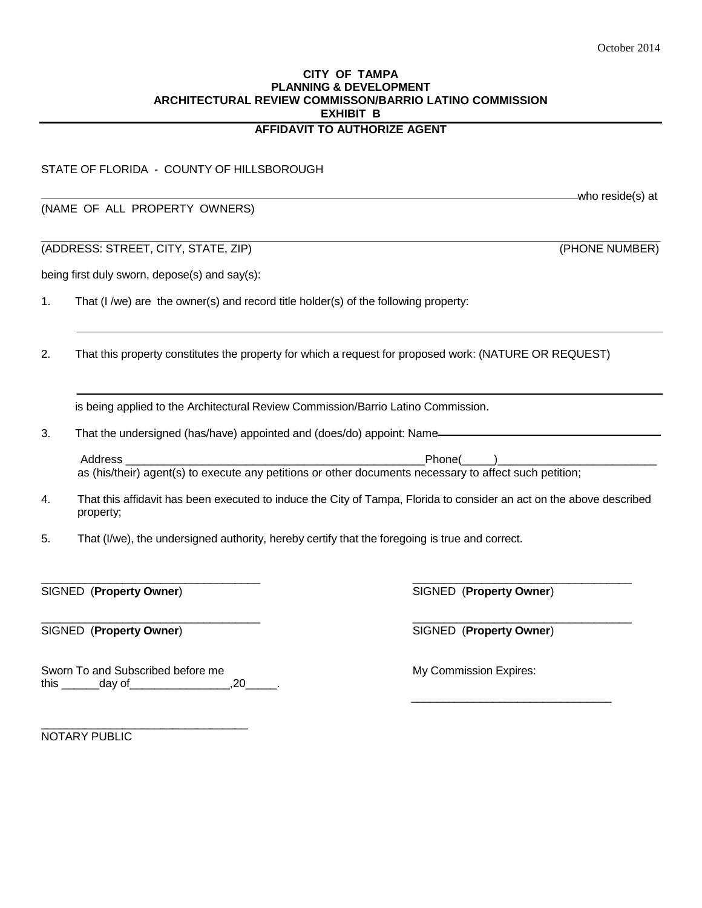October 2014

**CITY OF TAMPA**
**PLANNING & DEVELOPMENT**
**ARCHITECTURAL REVIEW COMMISSON/BARRIO LATINO COMMISSION**
**EXHIBIT B**

---

**AFFIDAVIT TO AUTHORIZE AGENT**

STATE OF FLORIDA - COUNTY OF HILLSBOROUGH

_______________________________________________________________________________ who reside(s) at
(NAME OF ALL PROPERTY OWNERS)

_______________________________________________________________________________
(ADDRESS: STREET, CITY, STATE, ZIP) (PHONE NUMBER)

being first duly sworn, depose(s) and say(s):

1. That (I /we) are the owner(s) and record title holder(s) of the following property:

   _______________________________________________________________________________

2. That this property constitutes the property for which a request for proposed work: (NATURE OR REQUEST)

   _______________________________________________________________________________

   is being applied to the Architectural Review Commission/Barrio Latino Commission.

3. That the undersigned (has/have) appointed and (does/do) appoint: Name_______________________________________

   Address ______________________________________________Phone(_____)________________________
   as (his/their) agent(s) to execute any petitions or other documents necessary to affect such petition;

4. That this affidavit has been executed to induce the City of Tampa, Florida to consider an act on the above described property;

5. That (I/we), the undersigned authority, hereby certify that the foregoing is true and correct.

_________________________________
SIGNED (**Property Owner**)

_________________________________
SIGNED (**Property Owner**)

_________________________________
SIGNED (**Property Owner**)

_________________________________
SIGNED (**Property Owner**)

Sworn To and Subscribed before me
this ______day of________________,20_____.

My Commission Expires:

_________________________________

_________________________________
NOTARY PUBLIC